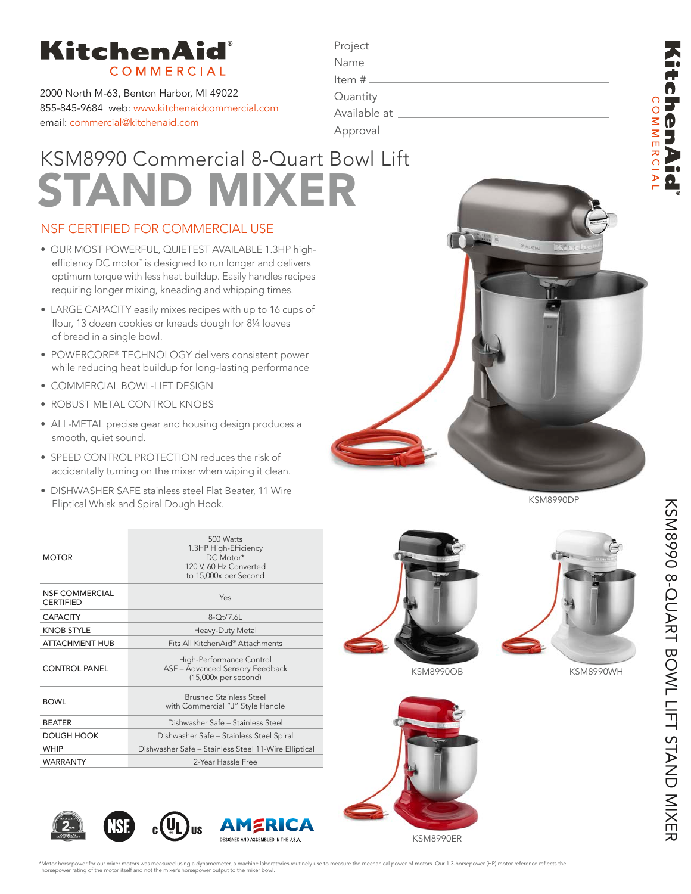# KitchenAid® COMMERCIAL

2000 North M-63, Benton Harbor, MI 49022
855-845-9684 web: www.kitchenaidcommercial.com
email: commercial@kitchenaid.com

Project ______________________
Name ______________________
Item # ______________________
Quantity ______________________
Available at ______________________
Approval ______________________

## KSM8990 Commercial 8-Quart Bowl Lift

# STAND MIXER

### NSF CERTIFIED FOR COMMERCIAL USE

- OUR MOST POWERFUL, QUIETEST AVAILABLE 1.3HP high-efficiency DC motor* is designed to run longer and delivers optimum torque with less heat buildup. Easily handles recipes requiring longer mixing, kneading and whipping times.
- LARGE CAPACITY easily mixes recipes with up to 16 cups of flour, 13 dozen cookies or kneads dough for 8¼ loaves of bread in a single bowl.
- POWERCORE® TECHNOLOGY delivers consistent power while reducing heat buildup for long-lasting performance
- COMMERCIAL BOWL-LIFT DESIGN
- ROBUST METAL CONTROL KNOBS
- ALL-METAL precise gear and housing design produces a smooth, quiet sound.
- SPEED CONTROL PROTECTION reduces the risk of accidentally turning on the mixer when wiping it clean.
- DISHWASHER SAFE stainless steel Flat Beater, 11 Wire Eliptical Whisk and Spiral Dough Hook.

KSM8990DP

| | |
|---|---|
| MOTOR | 500 Watts<br>1.3HP High-Efficiency DC Motor*<br>120 V, 60 Hz Converted to 15,000x per Second |
| NSF COMMERCIAL CERTIFIED | Yes |
| CAPACITY | 8-Qt/7.6L |
| KNOB STYLE | Heavy-Duty Metal |
| ATTACHMENT HUB | Fits All KitchenAid® Attachments |
| CONTROL PANEL | High-Performance Control<br>ASF – Advanced Sensory Feedback<br>(15,000x per second) |
| BOWL | Brushed Stainless Steel with Commercial "J" Style Handle |
| BEATER | Dishwasher Safe – Stainless Steel |
| DOUGH HOOK | Dishwasher Safe – Stainless Steel Spiral |
| WHIP | Dishwasher Safe – Stainless Steel 11-Wire Elliptical |
| WARRANTY | 2-Year Hassle Free |

KSM8990OB

KSM8990WH

KSM8990ER

AMERICA — DESIGNED AND ASSEMBLED IN THE U.S.A.

KSM8990 8-QUART BOWL LIFT STAND MIXER

*Motor horsepower for our mixer motors was measured using a dynamometer, a machine laboratories routinely use to measure the mechanical power of motors. Our 1.3-horsepower (HP) motor reference reflects the horsepower rating of the motor itself and not the mixer's horsepower output to the mixer bowl.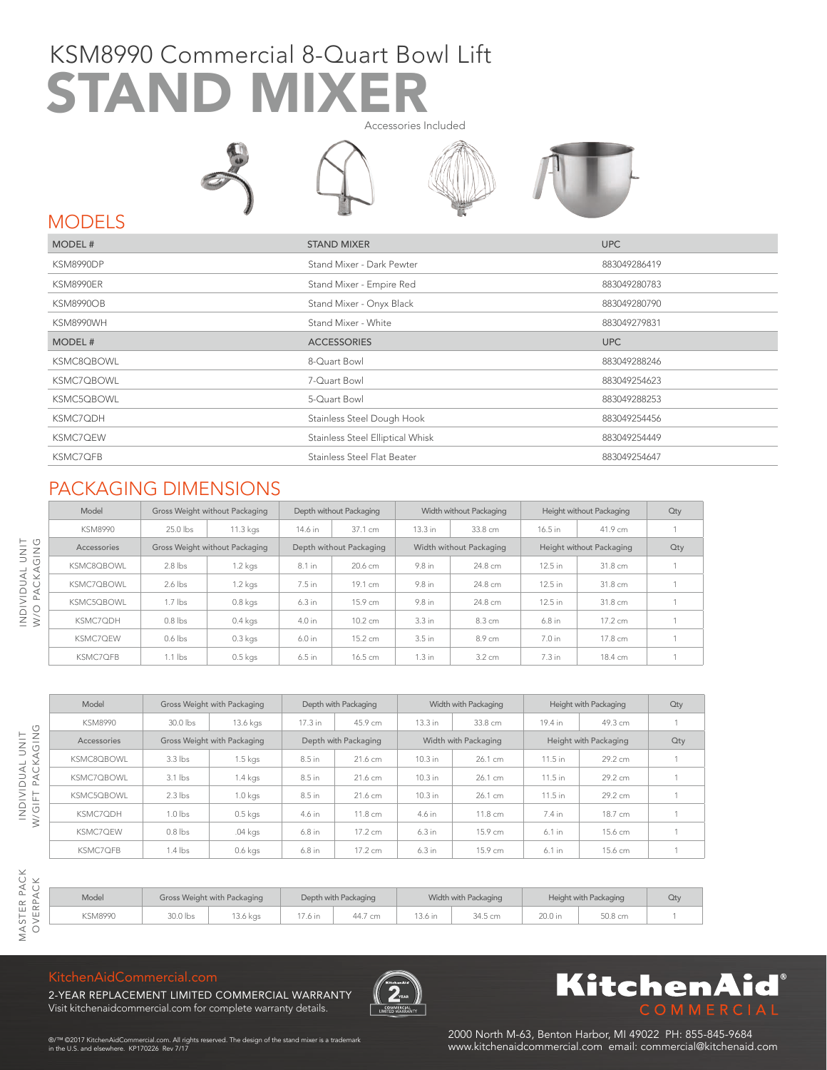# KSM8990 Commercial 8-Quart Bowl Lift

# STAND MIXER

Accessories Included

## MODELS

| MODEL # | STAND MIXER | UPC |
|---|---|---|
| KSM8990DP | Stand Mixer - Dark Pewter | 883049286419 |
| KSM8990ER | Stand Mixer - Empire Red | 883049280783 |
| KSM8990OB | Stand Mixer - Onyx Black | 883049280790 |
| KSM8990WH | Stand Mixer - White | 883049279831 |
| **MODEL #** | **ACCESSORIES** | **UPC** |
| KSMC8QBOWL | 8-Quart Bowl | 883049288246 |
| KSMC7QBOWL | 7-Quart Bowl | 883049254623 |
| KSMC5QBOWL | 5-Quart Bowl | 883049288253 |
| KSMC7QDH | Stainless Steel Dough Hook | 883049254456 |
| KSMC7QEW | Stainless Steel Elliptical Whisk | 883049254449 |
| KSMC7QFB | Stainless Steel Flat Beater | 883049254647 |

## PACKAGING DIMENSIONS

INDIVIDUAL UNIT W/O PACKAGING

| Model | Gross Weight without Packaging | | Depth without Packaging | | Width without Packaging | | Height without Packaging | | Qty |
|---|---|---|---|---|---|---|---|---|---|
| KSM8990 | 25.0 lbs | 11.3 kgs | 14.6 in | 37.1 cm | 13.3 in | 33.8 cm | 16.5 in | 41.9 cm | 1 |
| **Accessories** | **Gross Weight without Packaging** | | **Depth without Packaging** | | **Width without Packaging** | | **Height without Packaging** | | **Qty** |
| KSMC8QBOWL | 2.8 lbs | 1.2 kgs | 8.1 in | 20.6 cm | 9.8 in | 24.8 cm | 12.5 in | 31.8 cm | 1 |
| KSMC7QBOWL | 2.6 lbs | 1.2 kgs | 7.5 in | 19.1 cm | 9.8 in | 24.8 cm | 12.5 in | 31.8 cm | 1 |
| KSMC5QBOWL | 1.7 lbs | 0.8 kgs | 6.3 in | 15.9 cm | 9.8 in | 24.8 cm | 12.5 in | 31.8 cm | 1 |
| KSMC7QDH | 0.8 lbs | 0.4 kgs | 4.0 in | 10.2 cm | 3.3 in | 8.3 cm | 6.8 in | 17.2 cm | 1 |
| KSMC7QEW | 0.6 lbs | 0.3 kgs | 6.0 in | 15.2 cm | 3.5 in | 8.9 cm | 7.0 in | 17.8 cm | 1 |
| KSMC7QFB | 1.1 lbs | 0.5 kgs | 6.5 in | 16.5 cm | 1.3 in | 3.2 cm | 7.3 in | 18.4 cm | 1 |

INDIVIDUAL UNIT W/GIFT PACKAGING

| Model | Gross Weight with Packaging | | Depth with Packaging | | Width with Packaging | | Height with Packaging | | Qty |
|---|---|---|---|---|---|---|---|---|---|
| KSM8990 | 30.0 lbs | 13.6 kgs | 17.3 in | 45.9 cm | 13.3 in | 33.8 cm | 19.4 in | 49.3 cm | 1 |
| **Accessories** | **Gross Weight with Packaging** | | **Depth with Packaging** | | **Width with Packaging** | | **Height with Packaging** | | **Qty** |
| KSMC8QBOWL | 3.3 lbs | 1.5 kgs | 8.5 in | 21.6 cm | 10.3 in | 26.1 cm | 11.5 in | 29.2 cm | 1 |
| KSMC7QBOWL | 3.1 lbs | 1.4 kgs | 8.5 in | 21.6 cm | 10.3 in | 26.1 cm | 11.5 in | 29.2 cm | 1 |
| KSMC5QBOWL | 2.3 lbs | 1.0 kgs | 8.5 in | 21.6 cm | 10.3 in | 26.1 cm | 11.5 in | 29.2 cm | 1 |
| KSMC7QDH | 1.0 lbs | 0.5 kgs | 4.6 in | 11.8 cm | 4.6 in | 11.8 cm | 7.4 in | 18.7 cm | 1 |
| KSMC7QEW | 0.8 lbs | .04 kgs | 6.8 in | 17.2 cm | 6.3 in | 15.9 cm | 6.1 in | 15.6 cm | 1 |
| KSMC7QFB | 1.4 lbs | 0.6 kgs | 6.8 in | 17.2 cm | 6.3 in | 15.9 cm | 6.1 in | 15.6 cm | 1 |

MASTER PACK OVERPACK

| Model | Gross Weight with Packaging | | Depth with Packaging | | Width with Packaging | | Height with Packaging | | Qty |
|---|---|---|---|---|---|---|---|---|---|
| KSM8990 | 30.0 lbs | 13.6 kgs | 17.6 in | 44.7 cm | 13.6 in | 34.5 cm | 20.0 in | 50.8 cm | 1 |

KitchenAidCommercial.com

2-YEAR REPLACEMENT LIMITED COMMERCIAL WARRANTY
Visit kitchenaidcommercial.com for complete warranty details.

KitchenAid® COMMERCIAL

®/™ ©2017 KitchenAidCommercial.com. All rights reserved. The design of the stand mixer is a trademark in the U.S. and elsewhere. KP170226 Rev 7/17

2000 North M-63, Benton Harbor, MI 49022 PH: 855-845-9684
www.kitchenaidcommercial.com email: commercial@kitchenaid.com